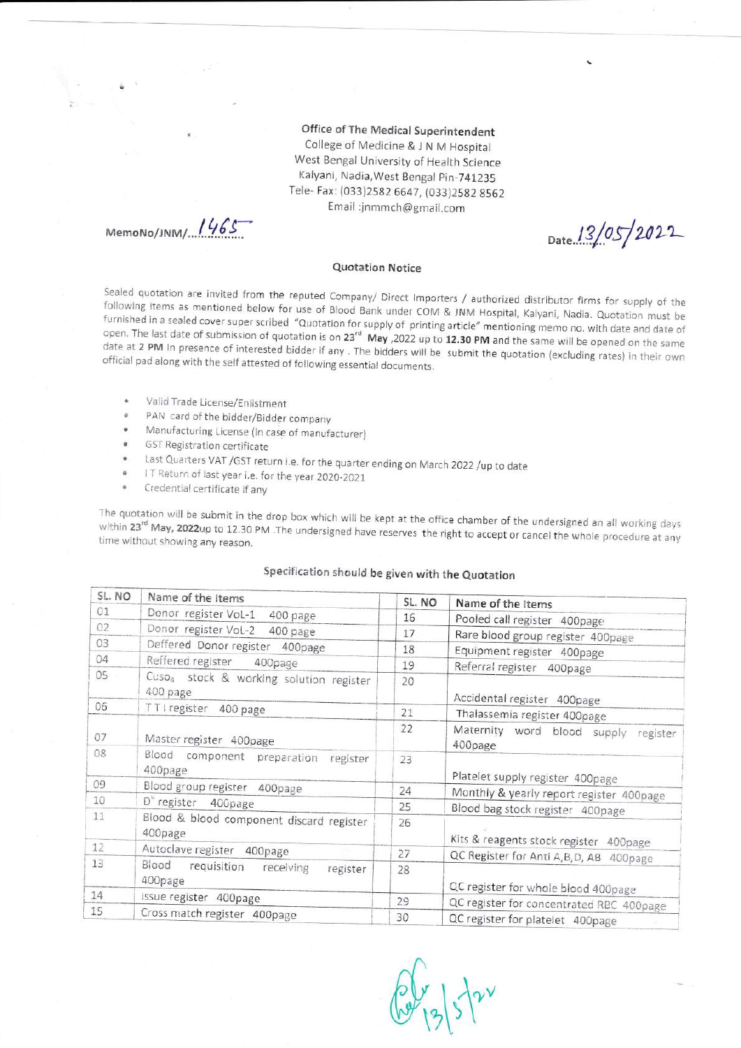Office of The Medical Superintendent
College of Medicine & J N M Hospital
West Bengal University of Health Science
Kalyani, Nadia, West Bengal Pin-741235
Tele- Fax: (033)2582 6647, (033)2582 8562
Email :jnmmch@gmail.com

MemoNo/JNM/...1465.......

Date..13/05/2022

### Quotation Notice

Sealed quotation are invited from the reputed Company/ Direct Importers / authorized distributor firms for supply of the following Items as mentioned below for use of Blood Bank under COM & JNM Hospital, Kalyani, Nadia. Quotation must be furnished in a sealed cover super scribed "Quotation for supply of printing article" mentioning memo no. with date and date of open. The last date of submission of quotation is on 23rd May ,2022 up to **12.30 PM** and the same will be opened on the same date at **2 PM** in presence of interested bidder if any . The bidders will be submit the quotation (excluding rates) in their own official pad along with the self attested of following essential documents.

- Valid Trade License/Enlistment
- PAN card of the bidder/Bidder company
- Manufacturing License (in case of manufacturer)
- GST Registration certificate
- Last Quarters VAT /GST return i.e. for the quarter ending on March 2022 /up to date
- I T Return of last year i.e. for the year 2020-2021
- Credential certificate if any

The quotation will be submit in the drop box which will be kept at the office chamber of the undersigned an all working days within 23rd **May, 2022**up to 12.30 PM .The undersigned have reserves the right to accept or cancel the whole procedure at any time without showing any reason.

**Specification should be given with the Quotation**

| SL. NO | Name of the Items | SL. NO | Name of the Items |
|---|---|---|---|
| 01 | Donor register VoL-1 400 page | 16 | Pooled call register 400page |
| 02 | Donor register VoL-2 400 page | 17 | Rare blood group register 400page |
| 03 | Deffered Donor register 400page | 18 | Equipment register 400page |
| 04 | Reffered register 400page | 19 | Referral register 400page |
| 05 | $CuSO_4$ stock & working solution register 400 page | 20 | Accidental register 400page |
| 06 | T T I register 400 page | 21 | Thalassemia register 400page |
| 07 | Master register 400page | 22 | Maternity word blood supply register 400page |
| 08 | Blood component preparation register 400page | 23 | Platelet supply register 400page |
| 09 | Blood group register 400page | 24 | Monthly & yearly report register 400page |
| 10 | $D^u$ register 400page | 25 | Blood bag stock register 400page |
| 11 | Blood & blood component discard register 400page | 26 | Kits & reagents stock register 400page |
| 12 | Autoclave register 400page | 27 | QC Register for Anti A,B,D, AB 400page |
| 13 | Blood requisition receiving register 400page | 28 | QC register for whole blood 400page |
| 14 | Issue register 400page | 29 | QC register for concentrated RBC 400page |
| 15 | Cross match register 400page | 30 | QC register for platelet 400page |

13/5/22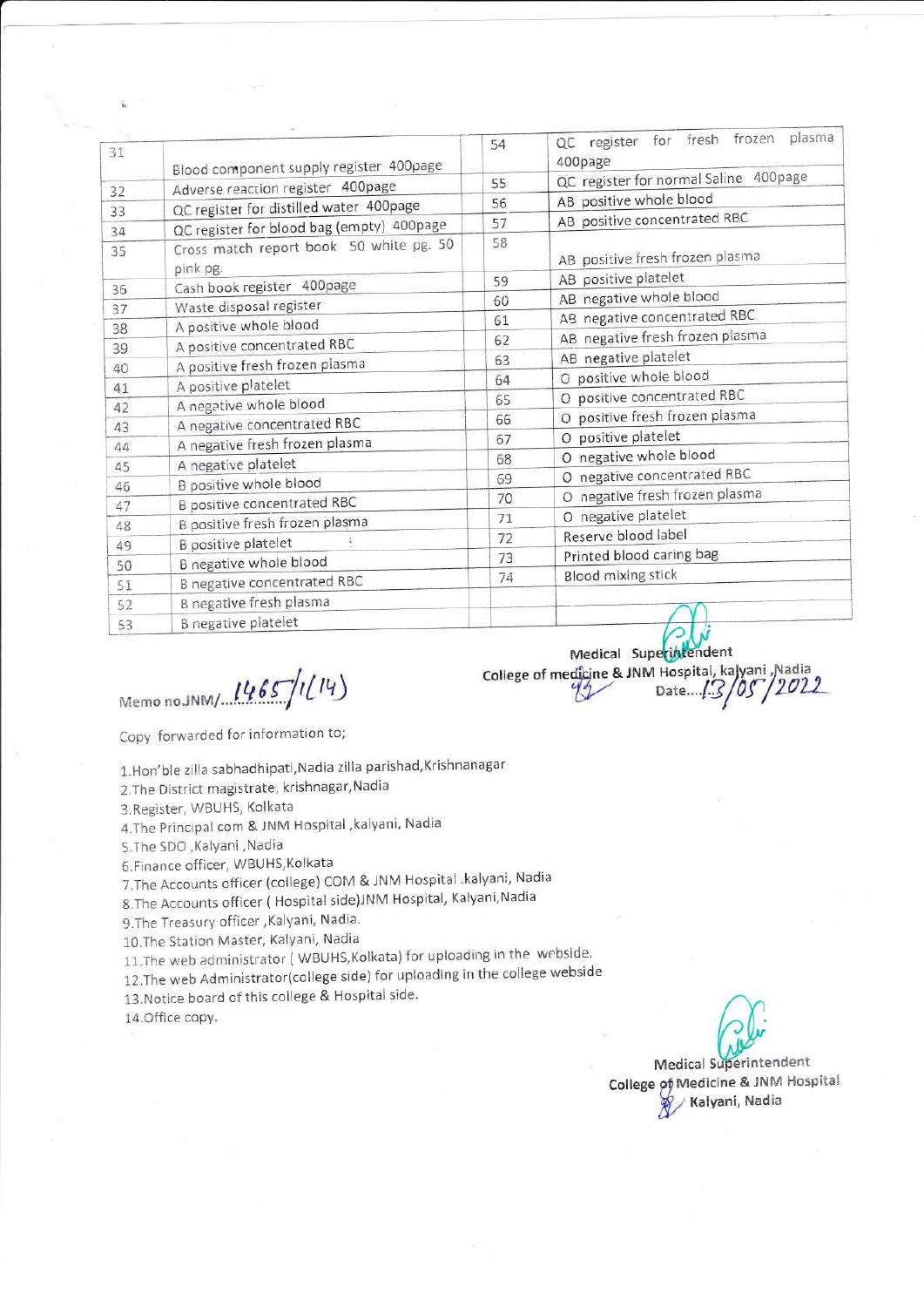| | | | |
|---|---|---|---|
| 31 | Blood component supply register 400page | 54 | QC register for fresh frozen plasma 400page |
| 32 | Adverse reaction register 400page | 55 | QC register for normal Saline 400page |
| 33 | QC register for distilled water 400page | 56 | AB positive whole blood |
| 34 | QC register for blood bag (empty) 400page | 57 | AB positive concentrated RBC |
| 35 | Cross match report book 50 white pg. 50 pink pg. | 58 | AB positive fresh frozen plasma |
| 36 | Cash book register 400page | 59 | AB positive platelet |
| 37 | Waste disposal register | 60 | AB negative whole blood |
| 38 | A positive whole blood | 61 | AB negative concentrated RBC |
| 39 | A positive concentrated RBC | 62 | AB negative fresh frozen plasma |
| 40 | A positive fresh frozen plasma | 63 | AB negative platelet |
| 41 | A positive platelet | 64 | O positive whole blood |
| 42 | A negative whole blood | 65 | O positive concentrated RBC |
| 43 | A negative concentrated RBC | 66 | O positive fresh frozen plasma |
| 44 | A negative fresh frozen plasma | 67 | O positive platelet |
| 45 | A negative platelet | 68 | O negative whole blood |
| 46 | B positive whole blood | 69 | O negative concentrated RBC |
| 47 | B positive concentrated RBC | 70 | O negative fresh frozen plasma |
| 48 | B positive fresh frozen plasma | 71 | O negative platelet |
| 49 | B positive platelet | 72 | Reserve blood label |
| 50 | B negative whole blood | 73 | Printed blood caring bag |
| 51 | B negative concentrated RBC | 74 | Blood mixing stick |
| 52 | B negative fresh plasma | | |
| 53 | B negative platelet | | |

Medical Superintendent
College of medicine & JNM Hospital, kalyani ,Nadia

Memo no.JNM/1465/1(14)  Date 13/05/2022

Copy forwarded for information to;

1. Hon'ble zilla sabhadhipati,Nadia zilla parishad,Krishnanagar
2. The District magistrate, krishnagar,Nadia
3. Register, WBUHS, Kolkata
4. The Principal com & JNM Hospital ,kalyani, Nadia
5. The SDO ,Kalyani ,Nadia
6. Finance officer, WBUHS,Kolkata
7. The Accounts officer (college) COM & JNM Hospital .kalyani, Nadia
8. The Accounts officer ( Hospital side)JNM Hospital, Kalyani,Nadia
9. The Treasury officer ,Kalyani, Nadia.
10. The Station Master, Kalyani, Nadia
11. The web administrator ( WBUHS,Kolkata) for uploading in the webside.
12. The web Administrator(college side) for uploading in the college webside
13. Notice board of this college & Hospital side.
14. Office copy.

Medical Superintendent
College of Medicine & JNM Hospital
Kalyani, Nadia